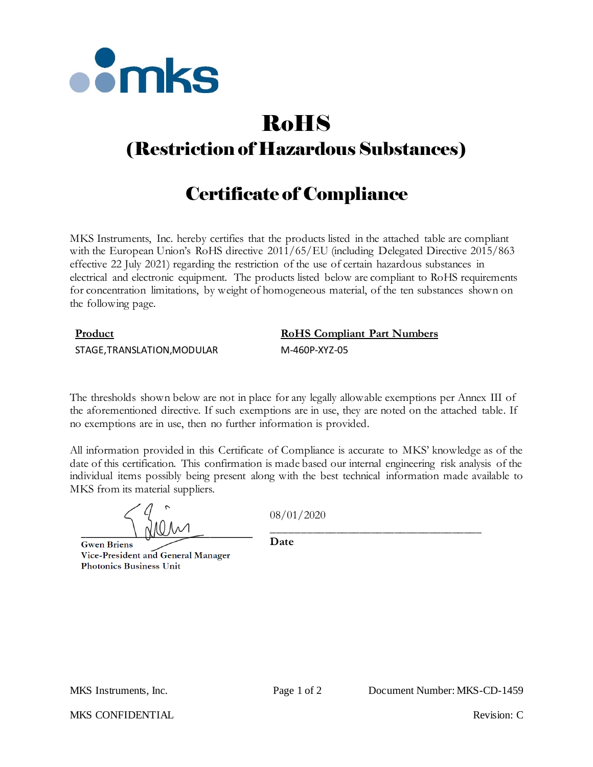# RoHS

## (Restriction of Hazardous Substances)

## Certificate of Compliance

MKS Instruments, Inc. hereby certifies that the products listed in the attached table are compliant with the European Union's RoHS directive 2011/65/EU (including Delegated Directive 2015/863 effective 22 July 2021) regarding the restriction of the use of certain hazardous substances in electrical and electronic equipment. The products listed below are compliant to RoHS requirements for concentration limitations, by weight of homogeneous material, of the ten substances shown on the following page.

| Product | RoHS Compliant Part Numbers |
|---|---|
| STAGE,TRANSLATION,MODULAR | M-460P-XYZ-05 |

The thresholds shown below are not in place for any legally allowable exemptions per Annex III of the aforementioned directive. If such exemptions are in use, they are noted on the attached table. If no exemptions are in use, then no further information is provided.

All information provided in this Certificate of Compliance is accurate to MKS' knowledge as of the date of this certification. This confirmation is made based our internal engineering risk analysis of the individual items possibly being present along with the best technical information made available to MKS from its material suppliers.

**Gwen Briens**
**Vice-President and General Manager**
**Photonics Business Unit**

08/01/2020

**Date**

MKS Instruments, Inc. — Document Number: MKS-CD-1459

MKS CONFIDENTIAL — Revision: C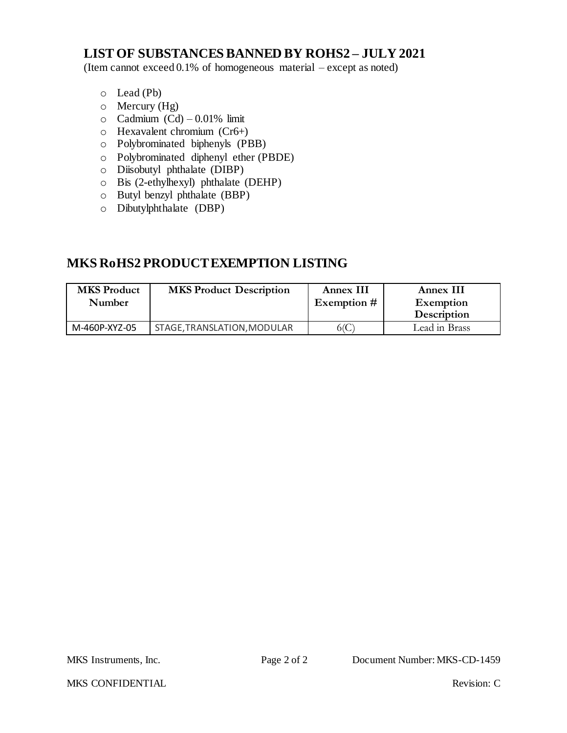## LIST OF SUBSTANCES BANNED BY ROHS2 – JULY 2021

(Item cannot exceed 0.1% of homogeneous material – except as noted)

- Lead (Pb)
- Mercury (Hg)
- Cadmium (Cd) – 0.01% limit
- Hexavalent chromium ($Cr^{6+}$)
- Polybrominated biphenyls (PBB)
- Polybrominated diphenyl ether (PBDE)
- Diisobutyl phthalate (DIBP)
- Bis (2-ethylhexyl) phthalate (DEHP)
- Butyl benzyl phthalate (BBP)
- Dibutylphthalate (DBP)

## MKS RoHS2 PRODUCT EXEMPTION LISTING

| MKS Product Number | MKS Product Description | Annex III Exemption # | Annex III Exemption Description |
|---|---|---|---|
| M-460P-XYZ-05 | STAGE,TRANSLATION,MODULAR | 6(C) | Lead in Brass |

MKS Instruments, Inc. Document Number: MKS-CD-1459

MKS CONFIDENTIAL Revision: C